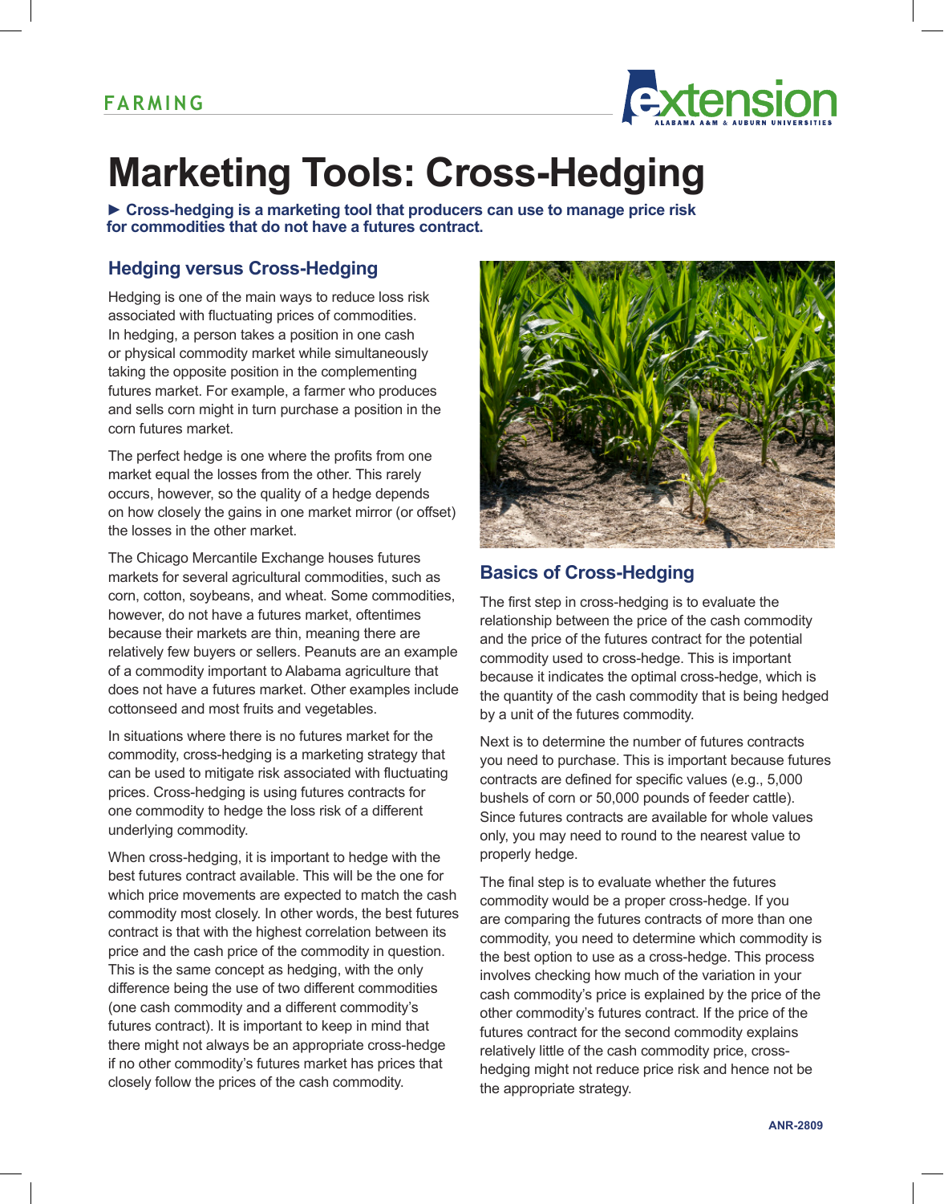FARMING

# Marketing Tools: Cross-Hedging

**► Cross-hedging is a marketing tool that producers can use to manage price risk for commodities that do not have a futures contract.**

## Hedging versus Cross-Hedging

Hedging is one of the main ways to reduce loss risk associated with fluctuating prices of commodities. In hedging, a person takes a position in one cash or physical commodity market while simultaneously taking the opposite position in the complementing futures market. For example, a farmer who produces and sells corn might in turn purchase a position in the corn futures market.

The perfect hedge is one where the profits from one market equal the losses from the other. This rarely occurs, however, so the quality of a hedge depends on how closely the gains in one market mirror (or offset) the losses in the other market.

The Chicago Mercantile Exchange houses futures markets for several agricultural commodities, such as corn, cotton, soybeans, and wheat. Some commodities, however, do not have a futures market, oftentimes because their markets are thin, meaning there are relatively few buyers or sellers. Peanuts are an example of a commodity important to Alabama agriculture that does not have a futures market. Other examples include cottonseed and most fruits and vegetables.

In situations where there is no futures market for the commodity, cross-hedging is a marketing strategy that can be used to mitigate risk associated with fluctuating prices. Cross-hedging is using futures contracts for one commodity to hedge the loss risk of a different underlying commodity.

When cross-hedging, it is important to hedge with the best futures contract available. This will be the one for which price movements are expected to match the cash commodity most closely. In other words, the best futures contract is that with the highest correlation between its price and the cash price of the commodity in question. This is the same concept as hedging, with the only difference being the use of two different commodities (one cash commodity and a different commodity's futures contract). It is important to keep in mind that there might not always be an appropriate cross-hedge if no other commodity's futures market has prices that closely follow the prices of the cash commodity.

## Basics of Cross-Hedging

The first step in cross-hedging is to evaluate the relationship between the price of the cash commodity and the price of the futures contract for the potential commodity used to cross-hedge. This is important because it indicates the optimal cross-hedge, which is the quantity of the cash commodity that is being hedged by a unit of the futures commodity.

Next is to determine the number of futures contracts you need to purchase. This is important because futures contracts are defined for specific values (e.g., 5,000 bushels of corn or 50,000 pounds of feeder cattle). Since futures contracts are available for whole values only, you may need to round to the nearest value to properly hedge.

The final step is to evaluate whether the futures commodity would be a proper cross-hedge. If you are comparing the futures contracts of more than one commodity, you need to determine which commodity is the best option to use as a cross-hedge. This process involves checking how much of the variation in your cash commodity's price is explained by the price of the other commodity's futures contract. If the price of the futures contract for the second commodity explains relatively little of the cash commodity price, cross-hedging might not reduce price risk and hence not be the appropriate strategy.

ANR-2809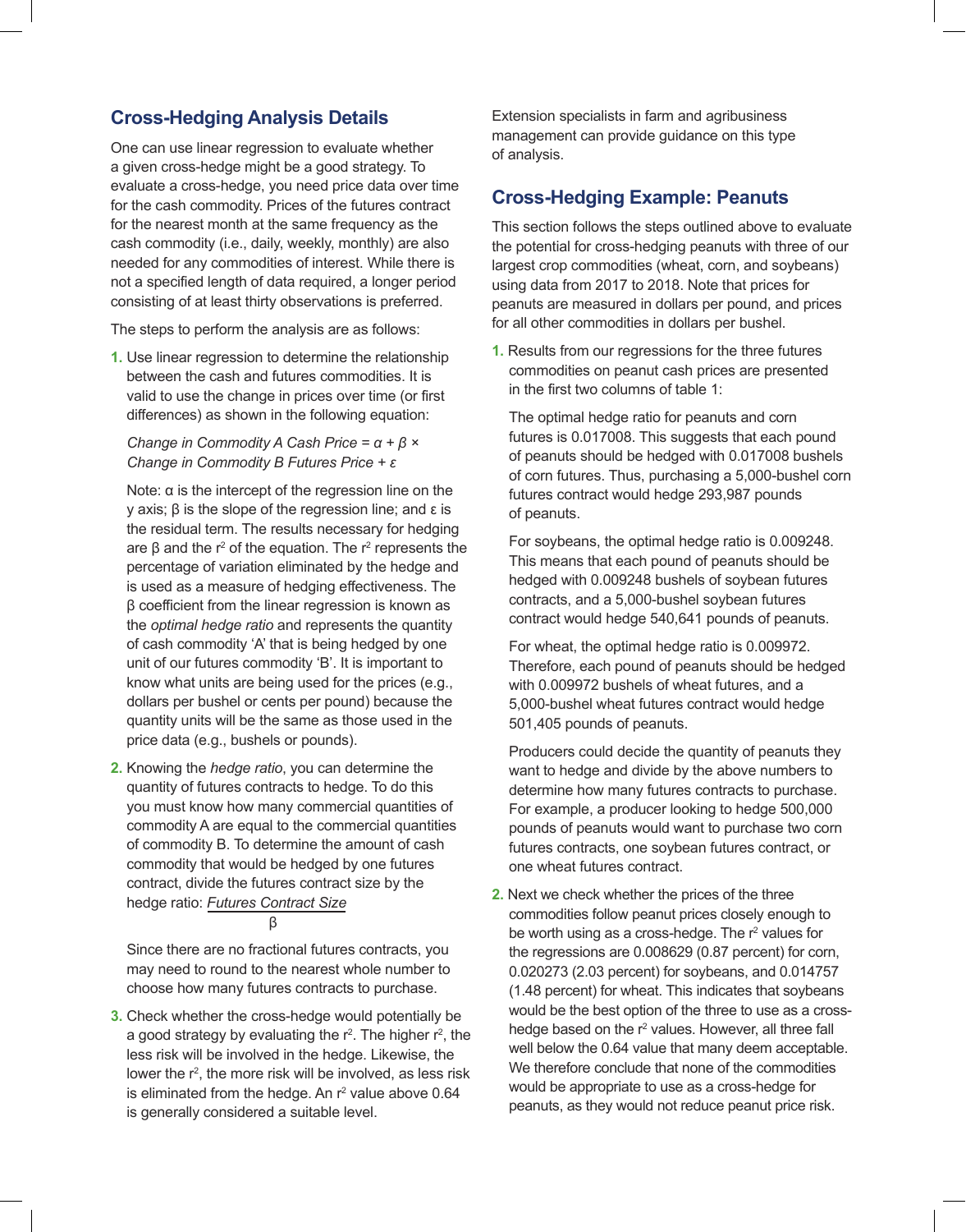## Cross-Hedging Analysis Details

One can use linear regression to evaluate whether a given cross-hedge might be a good strategy. To evaluate a cross-hedge, you need price data over time for the cash commodity. Prices of the futures contract for the nearest month at the same frequency as the cash commodity (i.e., daily, weekly, monthly) are also needed for any commodities of interest. While there is not a specified length of data required, a longer period consisting of at least thirty observations is preferred.

The steps to perform the analysis are as follows:

1. Use linear regression to determine the relationship between the cash and futures commodities. It is valid to use the change in prices over time (or first differences) as shown in the following equation:

   *Change in Commodity A Cash Price* = $\alpha + \beta \times$ *Change in Commodity B Futures Price* + $\varepsilon$

   Note: α is the intercept of the regression line on the y axis; β is the slope of the regression line; and ε is the residual term. The results necessary for hedging are β and the $r^2$ of the equation. The $r^2$ represents the percentage of variation eliminated by the hedge and is used as a measure of hedging effectiveness. The β coefficient from the linear regression is known as the *optimal hedge ratio* and represents the quantity of cash commodity 'A' that is being hedged by one unit of our futures commodity 'B'. It is important to know what units are being used for the prices (e.g., dollars per bushel or cents per pound) because the quantity units will be the same as those used in the price data (e.g., bushels or pounds).

2. Knowing the *hedge ratio*, you can determine the quantity of futures contracts to hedge. To do this you must know how many commercial quantities of commodity A are equal to the commercial quantities of commodity B. To determine the amount of cash commodity that would be hedged by one futures contract, divide the futures contract size by the hedge ratio: $\frac{\text{Futures Contract Size}}{\beta}$

   Since there are no fractional futures contracts, you may need to round to the nearest whole number to choose how many futures contracts to purchase.

3. Check whether the cross-hedge would potentially be a good strategy by evaluating the $r^2$. The higher $r^2$, the less risk will be involved in the hedge. Likewise, the lower the $r^2$, the more risk will be involved, as less risk is eliminated from the hedge. An $r^2$ value above 0.64 is generally considered a suitable level.

Extension specialists in farm and agribusiness management can provide guidance on this type of analysis.

## Cross-Hedging Example: Peanuts

This section follows the steps outlined above to evaluate the potential for cross-hedging peanuts with three of our largest crop commodities (wheat, corn, and soybeans) using data from 2017 to 2018. Note that prices for peanuts are measured in dollars per pound, and prices for all other commodities in dollars per bushel.

1. Results from our regressions for the three futures commodities on peanut cash prices are presented in the first two columns of table 1:

   The optimal hedge ratio for peanuts and corn futures is 0.017008. This suggests that each pound of peanuts should be hedged with 0.017008 bushels of corn futures. Thus, purchasing a 5,000-bushel corn futures contract would hedge 293,987 pounds of peanuts.

   For soybeans, the optimal hedge ratio is 0.009248. This means that each pound of peanuts should be hedged with 0.009248 bushels of soybean futures contracts, and a 5,000-bushel soybean futures contract would hedge 540,641 pounds of peanuts.

   For wheat, the optimal hedge ratio is 0.009972. Therefore, each pound of peanuts should be hedged with 0.009972 bushels of wheat futures, and a 5,000-bushel wheat futures contract would hedge 501,405 pounds of peanuts.

   Producers could decide the quantity of peanuts they want to hedge and divide by the above numbers to determine how many futures contracts to purchase. For example, a producer looking to hedge 500,000 pounds of peanuts would want to purchase two corn futures contracts, one soybean futures contract, or one wheat futures contract.

2. Next we check whether the prices of the three commodities follow peanut prices closely enough to be worth using as a cross-hedge. The $r^2$ values for the regressions are 0.008629 (0.87 percent) for corn, 0.020273 (2.03 percent) for soybeans, and 0.014757 (1.48 percent) for wheat. This indicates that soybeans would be the best option of the three to use as a cross-hedge based on the $r^2$ values. However, all three fall well below the 0.64 value that many deem acceptable. We therefore conclude that none of the commodities would be appropriate to use as a cross-hedge for peanuts, as they would not reduce peanut price risk.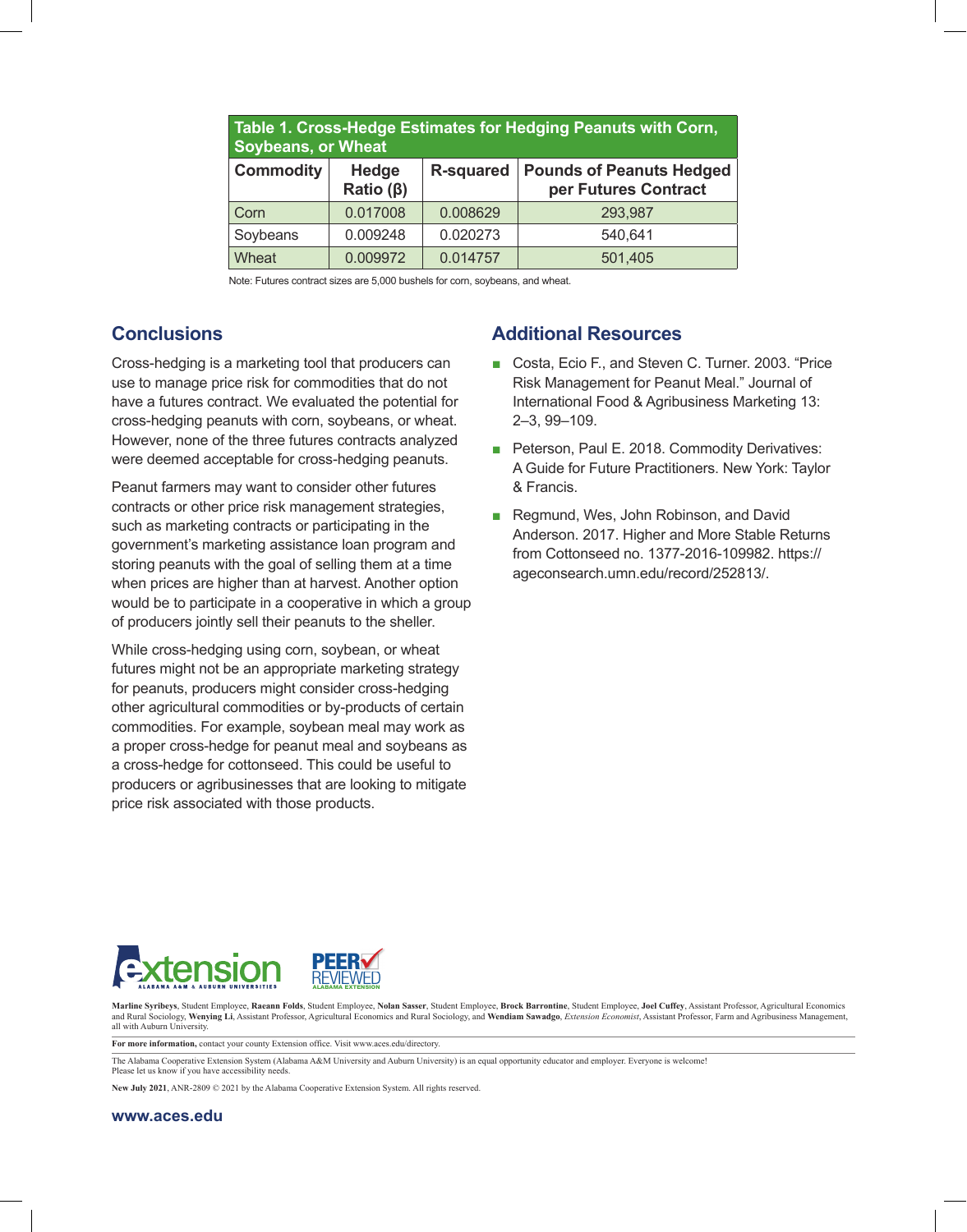**Table 1. Cross-Hedge Estimates for Hedging Peanuts with Corn, Soybeans, or Wheat**

| Commodity | Hedge Ratio (β) | R-squared | Pounds of Peanuts Hedged per Futures Contract |
|---|---|---|---|
| Corn | 0.017008 | 0.008629 | 293,987 |
| Soybeans | 0.009248 | 0.020273 | 540,641 |
| Wheat | 0.009972 | 0.014757 | 501,405 |

Note: Futures contract sizes are 5,000 bushels for corn, soybeans, and wheat.

## Conclusions

Cross-hedging is a marketing tool that producers can use to manage price risk for commodities that do not have a futures contract. We evaluated the potential for cross-hedging peanuts with corn, soybeans, or wheat. However, none of the three futures contracts analyzed were deemed acceptable for cross-hedging peanuts.

Peanut farmers may want to consider other futures contracts or other price risk management strategies, such as marketing contracts or participating in the government's marketing assistance loan program and storing peanuts with the goal of selling them at a time when prices are higher than at harvest. Another option would be to participate in a cooperative in which a group of producers jointly sell their peanuts to the sheller.

While cross-hedging using corn, soybean, or wheat futures might not be an appropriate marketing strategy for peanuts, producers might consider cross-hedging other agricultural commodities or by-products of certain commodities. For example, soybean meal may work as a proper cross-hedge for peanut meal and soybeans as a cross-hedge for cottonseed. This could be useful to producers or agribusinesses that are looking to mitigate price risk associated with those products.

## Additional Resources

- Costa, Ecio F., and Steven C. Turner. 2003. "Price Risk Management for Peanut Meal." Journal of International Food & Agribusiness Marketing 13: 2–3, 99–109.
- Peterson, Paul E. 2018. Commodity Derivatives: A Guide for Future Practitioners. New York: Taylor & Francis.
- Regmund, Wes, John Robinson, and David Anderson. 2017. Higher and More Stable Returns from Cottonseed no. 1377-2016-109982. https://ageconsearch.umn.edu/record/252813/.

**Marline Syribeys**, Student Employee, **Raeann Folds**, Student Employee, **Nolan Sasser**, Student Employee, **Brock Barrontine**, Student Employee, **Joel Cuffey**, Assistant Professor, Agricultural Economics and Rural Sociology, **Wenying Li**, Assistant Professor, Agricultural Economics and Rural Sociology, and **Wendiam Sawadgo**, *Extension Economist*, Assistant Professor, Farm and Agribusiness Management, all with Auburn University.

**For more information,** contact your county Extension office. Visit www.aces.edu/directory.

The Alabama Cooperative Extension System (Alabama A&M University and Auburn University) is an equal opportunity educator and employer. Everyone is welcome! Please let us know if you have accessibility needs.

**New July 2021**, ANR-2809 © 2021 by the Alabama Cooperative Extension System. All rights reserved.

**www.aces.edu**